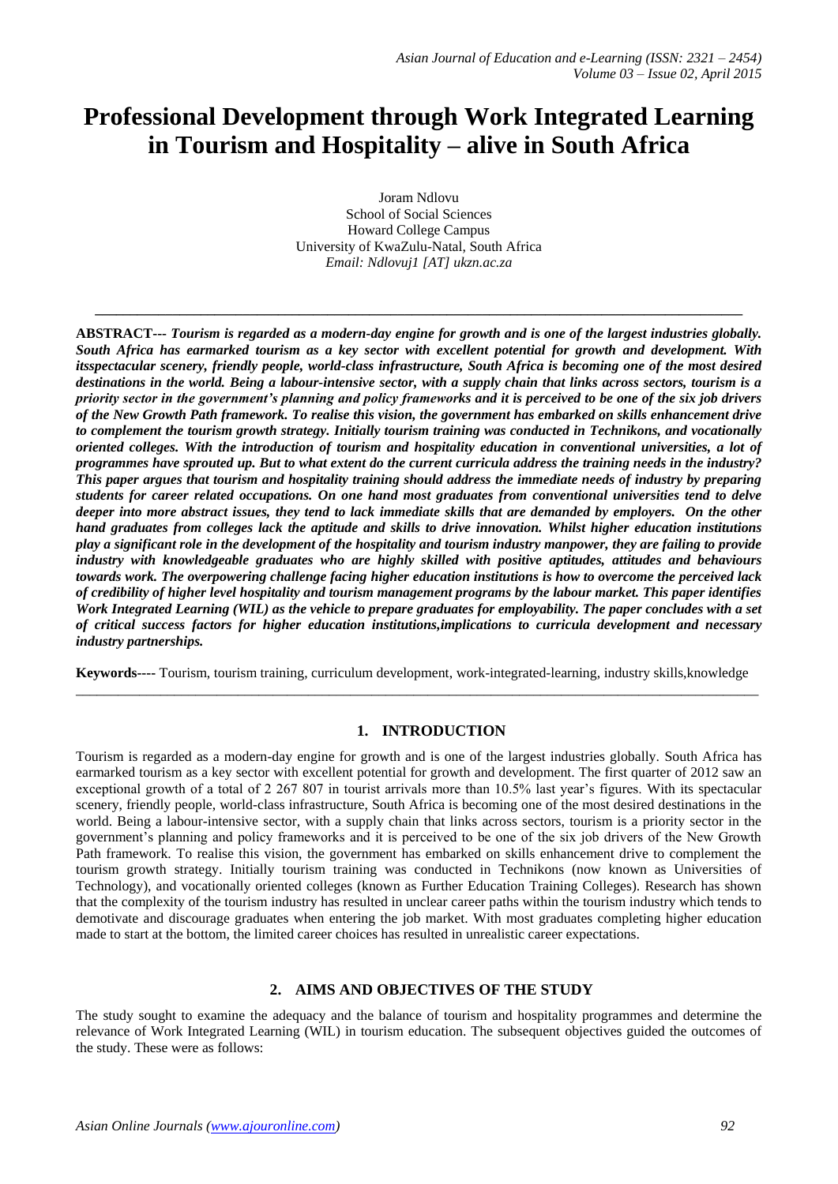# Professional Development through Work Integrated Learning in Tourism and Hospitality – alive in South Africa

Joram Ndlovu
School of Social Sciences
Howard College Campus
University of KwaZulu-Natal, South Africa
*Email: Ndlovuj1 [AT] ukzn.ac.za*

---

**ABSTRACT---** ***Tourism is regarded as a modern-day engine for growth and is one of the largest industries globally. South Africa has earmarked tourism as a key sector with excellent potential for growth and development. With itsspectacular scenery, friendly people, world-class infrastructure, South Africa is becoming one of the most desired destinations in the world. Being a labour-intensive sector, with a supply chain that links across sectors, tourism is a priority sector in the government's planning and policy frameworks and it is perceived to be one of the six job drivers of the New Growth Path framework. To realise this vision, the government has embarked on skills enhancement drive to complement the tourism growth strategy. Initially tourism training was conducted in Technikons, and vocationally oriented colleges. With the introduction of tourism and hospitality education in conventional universities, a lot of programmes have sprouted up. But to what extent do the current curricula address the training needs in the industry? This paper argues that tourism and hospitality training should address the immediate needs of industry by preparing students for career related occupations. On one hand most graduates from conventional universities tend to delve deeper into more abstract issues, they tend to lack immediate skills that are demanded by employers. On the other hand graduates from colleges lack the aptitude and skills to drive innovation. Whilst higher education institutions play a significant role in the development of the hospitality and tourism industry manpower, they are failing to provide industry with knowledgeable graduates who are highly skilled with positive aptitudes, attitudes and behaviours towards work. The overpowering challenge facing higher education institutions is how to overcome the perceived lack of credibility of higher level hospitality and tourism management programs by the labour market. This paper identifies Work Integrated Learning (WIL) as the vehicle to prepare graduates for employability. The paper concludes with a set of critical success factors for higher education institutions,implications to curricula development and necessary industry partnerships.***

**Keywords----** Tourism, tourism training, curriculum development, work-integrated-learning, industry skills,knowledge

---

## 1. INTRODUCTION

Tourism is regarded as a modern-day engine for growth and is one of the largest industries globally. South Africa has earmarked tourism as a key sector with excellent potential for growth and development. The first quarter of 2012 saw an exceptional growth of a total of 2 267 807 in tourist arrivals more than 10.5% last year's figures. With its spectacular scenery, friendly people, world-class infrastructure, South Africa is becoming one of the most desired destinations in the world. Being a labour-intensive sector, with a supply chain that links across sectors, tourism is a priority sector in the government's planning and policy frameworks and it is perceived to be one of the six job drivers of the New Growth Path framework. To realise this vision, the government has embarked on skills enhancement drive to complement the tourism growth strategy. Initially tourism training was conducted in Technikons (now known as Universities of Technology), and vocationally oriented colleges (known as Further Education Training Colleges). Research has shown that the complexity of the tourism industry has resulted in unclear career paths within the tourism industry which tends to demotivate and discourage graduates when entering the job market. With most graduates completing higher education made to start at the bottom, the limited career choices has resulted in unrealistic career expectations.

## 2. AIMS AND OBJECTIVES OF THE STUDY

The study sought to examine the adequacy and the balance of tourism and hospitality programmes and determine the relevance of Work Integrated Learning (WIL) in tourism education. The subsequent objectives guided the outcomes of the study. These were as follows: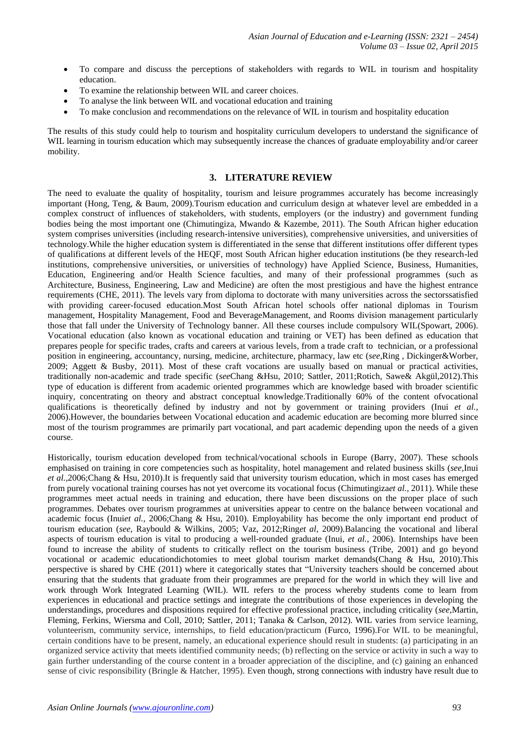- To compare and discuss the perceptions of stakeholders with regards to WIL in tourism and hospitality education.
- To examine the relationship between WIL and career choices.
- To analyse the link between WIL and vocational education and training
- To make conclusion and recommendations on the relevance of WIL in tourism and hospitality education

The results of this study could help to tourism and hospitality curriculum developers to understand the significance of WIL learning in tourism education which may subsequently increase the chances of graduate employability and/or career mobility.

## 3. LITERATURE REVIEW

The need to evaluate the quality of hospitality, tourism and leisure programmes accurately has become increasingly important (Hong, Teng, & Baum, 2009).Tourism education and curriculum design at whatever level are embedded in a complex construct of influences of stakeholders, with students, employers (or the industry) and government funding bodies being the most important one (Chimutingiza, Mwando & Kazembe, 2011). The South African higher education system comprises universities (including research-intensive universities), comprehensive universities, and universities of technology.While the higher education system is differentiated in the sense that different institutions offer different types of qualifications at different levels of the HEQF, most South African higher education institutions (be they research-led institutions, comprehensive universities, or universities of technology) have Applied Science, Business, Humanities, Education, Engineering and/or Health Science faculties, and many of their professional programmes (such as Architecture, Business, Engineering, Law and Medicine) are often the most prestigious and have the highest entrance requirements (CHE, 2011). The levels vary from diploma to doctorate with many universities across the sectorssatisfied with providing career-focused education.Most South African hotel schools offer national diplomas in Tourism management, Hospitality Management, Food and BeverageManagement, and Rooms division management particularly those that fall under the University of Technology banner. All these courses include compulsory WIL(Spowart, 2006). Vocational education (also known as vocational education and training or VET) has been defined as education that prepares people for specific trades, crafts and careers at various levels, from a trade craft to technician, or a professional position in engineering, accountancy, nursing, medicine, architecture, pharmacy, law etc (*see*,Ring , Dickinger&Worber, 2009; Aggett & Busby, 2011). Most of these craft vocations are usually based on manual or practical activities, traditionally non-academic and trade specific (*see*Chang &Hsu, 2010; Sattler, 2011;Rotich, Sawe& Akgül,2012).This type of education is different from academic oriented programmes which are knowledge based with broader scientific inquiry, concentrating on theory and abstract conceptual knowledge.Traditionally 60% of the content ofvocational qualifications is theoretically defined by industry and not by government or training providers (Inui *et al.*, 2006).However, the boundaries between Vocational education and academic education are becoming more blurred since most of the tourism programmes are primarily part vocational, and part academic depending upon the needs of a given course.

Historically, tourism education developed from technical/vocational schools in Europe (Barry, 2007). These schools emphasised on training in core competencies such as hospitality, hotel management and related business skills (*see*,Inui *et al.*,2006;Chang & Hsu, 2010).It is frequently said that university tourism education, which in most cases has emerged from purely vocational training courses has not yet overcome its vocational focus (Chimutingiza*et al.*, 2011). While these programmes meet actual needs in training and education, there have been discussions on the proper place of such programmes. Debates over tourism programmes at universities appear to centre on the balance between vocational and academic focus (Inui*et al.*, 2006;Chang & Hsu, 2010). Employability has become the only important end product of tourism education (*see*, Raybould & Wilkins, 2005; Vaz, 2012;Ring*et al*, 2009).Balancing the vocational and liberal aspects of tourism education is vital to producing a well-rounded graduate (Inui, *et al.*, 2006). Internships have been found to increase the ability of students to critically reflect on the tourism business (Tribe, 2001) and go beyond vocational or academic educationdichotomies to meet global tourism market demands(Chang & Hsu, 2010).This perspective is shared by CHE (2011) where it categorically states that "University teachers should be concerned about ensuring that the students that graduate from their programmes are prepared for the world in which they will live and work through Work Integrated Learning (WIL). WIL refers to the process whereby students come to learn from experiences in educational and practice settings and integrate the contributions of those experiences in developing the understandings, procedures and dispositions required for effective professional practice, including criticality (*see*,Martin, Fleming, Ferkins, Wiersma and Coll, 2010; Sattler, 2011; Tanaka & Carlson, 2012). WIL varies from service learning, volunteerism, community service, internships, to field education/practicum (Furco, 1996).For WIL to be meaningful, certain conditions have to be present, namely, an educational experience should result in students: (a) participating in an organized service activity that meets identified community needs; (b) reflecting on the service or activity in such a way to gain further understanding of the course content in a broader appreciation of the discipline, and (c) gaining an enhanced sense of civic responsibility (Bringle & Hatcher, 1995). Even though, strong connections with industry have result due to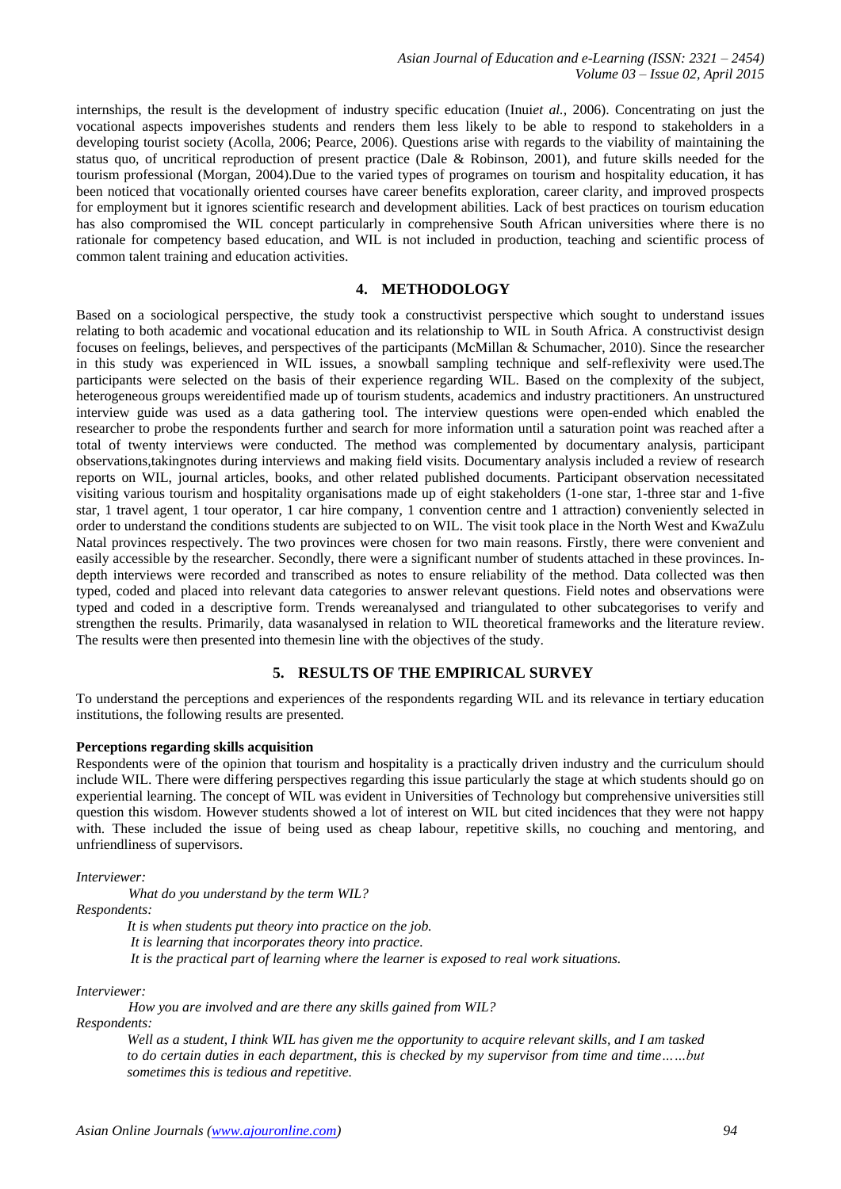internships, the result is the development of industry specific education (Inui*et al.,* 2006). Concentrating on just the vocational aspects impoverishes students and renders them less likely to be able to respond to stakeholders in a developing tourist society (Acolla, 2006; Pearce, 2006). Questions arise with regards to the viability of maintaining the status quo, of uncritical reproduction of present practice (Dale & Robinson, 2001), and future skills needed for the tourism professional (Morgan, 2004).Due to the varied types of programes on tourism and hospitality education, it has been noticed that vocationally oriented courses have career benefits exploration, career clarity, and improved prospects for employment but it ignores scientific research and development abilities. Lack of best practices on tourism education has also compromised the WIL concept particularly in comprehensive South African universities where there is no rationale for competency based education, and WIL is not included in production, teaching and scientific process of common talent training and education activities.

## 4. METHODOLOGY

Based on a sociological perspective, the study took a constructivist perspective which sought to understand issues relating to both academic and vocational education and its relationship to WIL in South Africa. A constructivist design focuses on feelings, believes, and perspectives of the participants (McMillan & Schumacher, 2010). Since the researcher in this study was experienced in WIL issues, a snowball sampling technique and self-reflexivity were used.The participants were selected on the basis of their experience regarding WIL. Based on the complexity of the subject, heterogeneous groups wereidentified made up of tourism students, academics and industry practitioners. An unstructured interview guide was used as a data gathering tool. The interview questions were open-ended which enabled the researcher to probe the respondents further and search for more information until a saturation point was reached after a total of twenty interviews were conducted. The method was complemented by documentary analysis, participant observations,takingnotes during interviews and making field visits. Documentary analysis included a review of research reports on WIL, journal articles, books, and other related published documents. Participant observation necessitated visiting various tourism and hospitality organisations made up of eight stakeholders (1-one star, 1-three star and 1-five star, 1 travel agent, 1 tour operator, 1 car hire company, 1 convention centre and 1 attraction) conveniently selected in order to understand the conditions students are subjected to on WIL. The visit took place in the North West and KwaZulu Natal provinces respectively. The two provinces were chosen for two main reasons. Firstly, there were convenient and easily accessible by the researcher. Secondly, there were a significant number of students attached in these provinces. In-depth interviews were recorded and transcribed as notes to ensure reliability of the method. Data collected was then typed, coded and placed into relevant data categories to answer relevant questions. Field notes and observations were typed and coded in a descriptive form. Trends wereanalysed and triangulated to other subcategorises to verify and strengthen the results. Primarily, data wasanalysed in relation to WIL theoretical frameworks and the literature review. The results were then presented into themesin line with the objectives of the study.

## 5. RESULTS OF THE EMPIRICAL SURVEY

To understand the perceptions and experiences of the respondents regarding WIL and its relevance in tertiary education institutions, the following results are presented.

**Perceptions regarding skills acquisition**

Respondents were of the opinion that tourism and hospitality is a practically driven industry and the curriculum should include WIL. There were differing perspectives regarding this issue particularly the stage at which students should go on experiential learning. The concept of WIL was evident in Universities of Technology but comprehensive universities still question this wisdom. However students showed a lot of interest on WIL but cited incidences that they were not happy with. These included the issue of being used as cheap labour, repetitive skills, no couching and mentoring, and unfriendliness of supervisors.

*Interviewer:*

*What do you understand by the term WIL?*

*Respondents:*

*It is when students put theory into practice on the job.*
*It is learning that incorporates theory into practice.*
*It is the practical part of learning where the learner is exposed to real work situations.*

*Interviewer:*

*How you are involved and are there any skills gained from WIL?*

*Respondents:*

*Well as a student, I think WIL has given me the opportunity to acquire relevant skills, and I am tasked to do certain duties in each department, this is checked by my supervisor from time and time……but sometimes this is tedious and repetitive.*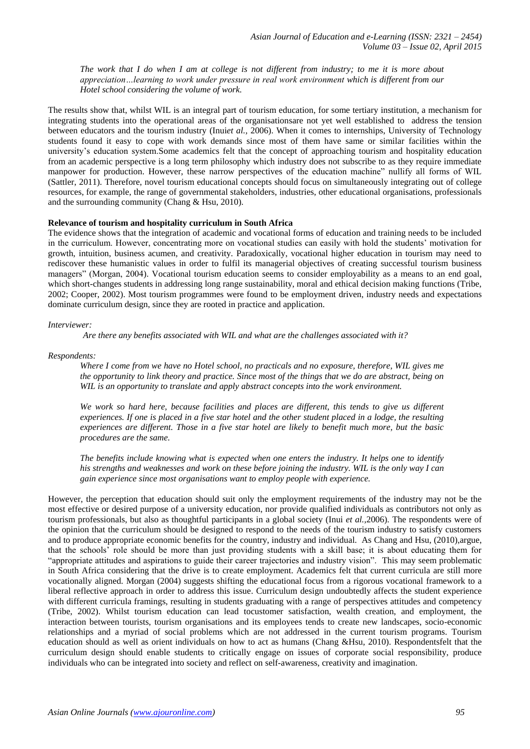*The work that I do when I am at college is not different from industry; to me it is more about appreciation…learning to work under pressure in real work environment which is different from our Hotel school considering the volume of work.*

The results show that, whilst WIL is an integral part of tourism education, for some tertiary institution, a mechanism for integrating students into the operational areas of the organisationsare not yet well established to address the tension between educators and the tourism industry (Inui*et al.*, 2006). When it comes to internships, University of Technology students found it easy to cope with work demands since most of them have same or similar facilities within the university's education system.Some academics felt that the concept of approaching tourism and hospitality education from an academic perspective is a long term philosophy which industry does not subscribe to as they require immediate manpower for production. However, these narrow perspectives of the education machine" nullify all forms of WIL (Sattler, 2011). Therefore, novel tourism educational concepts should focus on simultaneously integrating out of college resources, for example, the range of governmental stakeholders, industries, other educational organisations, professionals and the surrounding community (Chang & Hsu, 2010).

**Relevance of tourism and hospitality curriculum in South Africa**

The evidence shows that the integration of academic and vocational forms of education and training needs to be included in the curriculum. However, concentrating more on vocational studies can easily with hold the students' motivation for growth, intuition, business acumen, and creativity. Paradoxically, vocational higher education in tourism may need to rediscover these humanistic values in order to fulfil its managerial objectives of creating successful tourism business managers" (Morgan, 2004). Vocational tourism education seems to consider employability as a means to an end goal, which short-changes students in addressing long range sustainability, moral and ethical decision making functions (Tribe, 2002; Cooper, 2002). Most tourism programmes were found to be employment driven, industry needs and expectations dominate curriculum design, since they are rooted in practice and application.

*Interviewer:*

*Are there any benefits associated with WIL and what are the challenges associated with it?*

*Respondents:*

*Where I come from we have no Hotel school, no practicals and no exposure, therefore, WIL gives me the opportunity to link theory and practice. Since most of the things that we do are abstract, being on WIL is an opportunity to translate and apply abstract concepts into the work environment.*

*We work so hard here, because facilities and places are different, this tends to give us different experiences. If one is placed in a five star hotel and the other student placed in a lodge, the resulting experiences are different. Those in a five star hotel are likely to benefit much more, but the basic procedures are the same.*

*The benefits include knowing what is expected when one enters the industry. It helps one to identify his strengths and weaknesses and work on these before joining the industry. WIL is the only way I can gain experience since most organisations want to employ people with experience.*

However, the perception that education should suit only the employment requirements of the industry may not be the most effective or desired purpose of a university education, nor provide qualified individuals as contributors not only as tourism professionals, but also as thoughtful participants in a global society (Inui *et al.*,2006). The respondents were of the opinion that the curriculum should be designed to respond to the needs of the tourism industry to satisfy customers and to produce appropriate economic benefits for the country, industry and individual. As Chang and Hsu, (2010),argue, that the schools' role should be more than just providing students with a skill base; it is about educating them for "appropriate attitudes and aspirations to guide their career trajectories and industry vision". This may seem problematic in South Africa considering that the drive is to create employment. Academics felt that current curricula are still more vocationally aligned. Morgan (2004) suggests shifting the educational focus from a rigorous vocational framework to a liberal reflective approach in order to address this issue. Curriculum design undoubtedly affects the student experience with different curricula framings, resulting in students graduating with a range of perspectives attitudes and competency (Tribe, 2002). Whilst tourism education can lead tocustomer satisfaction, wealth creation, and employment, the interaction between tourists, tourism organisations and its employees tends to create new landscapes, socio-economic relationships and a myriad of social problems which are not addressed in the current tourism programs. Tourism education should as well as orient individuals on how to act as humans (Chang &Hsu, 2010). Respondentsfelt that the curriculum design should enable students to critically engage on issues of corporate social responsibility, produce individuals who can be integrated into society and reflect on self-awareness, creativity and imagination.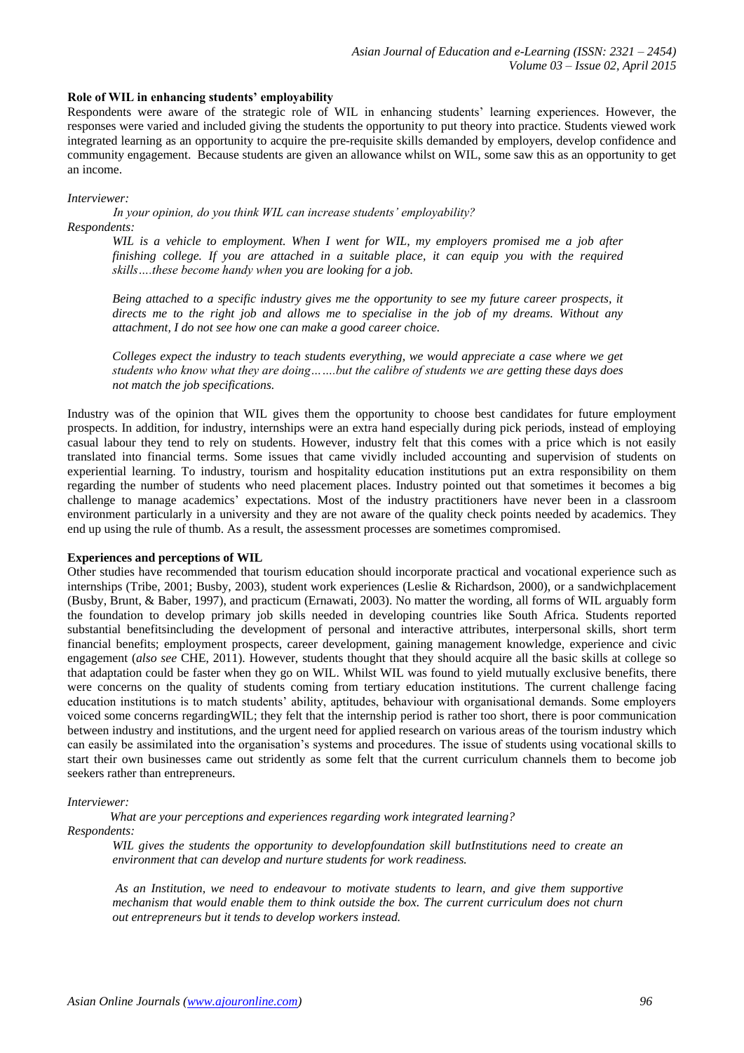**Role of WIL in enhancing students' employability**

Respondents were aware of the strategic role of WIL in enhancing students' learning experiences. However, the responses were varied and included giving the students the opportunity to put theory into practice. Students viewed work integrated learning as an opportunity to acquire the pre-requisite skills demanded by employers, develop confidence and community engagement. Because students are given an allowance whilst on WIL, some saw this as an opportunity to get an income.

*Interviewer:*

> *In your opinion, do you think WIL can increase students' employability?*

*Respondents:*

> *WIL is a vehicle to employment. When I went for WIL, my employers promised me a job after finishing college. If you are attached in a suitable place, it can equip you with the required skills….these become handy when you are looking for a job.*
>
> *Being attached to a specific industry gives me the opportunity to see my future career prospects, it directs me to the right job and allows me to specialise in the job of my dreams. Without any attachment, I do not see how one can make a good career choice.*
>
> *Colleges expect the industry to teach students everything, we would appreciate a case where we get students who know what they are doing…….but the calibre of students we are getting these days does not match the job specifications.*

Industry was of the opinion that WIL gives them the opportunity to choose best candidates for future employment prospects. In addition, for industry, internships were an extra hand especially during pick periods, instead of employing casual labour they tend to rely on students. However, industry felt that this comes with a price which is not easily translated into financial terms. Some issues that came vividly included accounting and supervision of students on experiential learning. To industry, tourism and hospitality education institutions put an extra responsibility on them regarding the number of students who need placement places. Industry pointed out that sometimes it becomes a big challenge to manage academics' expectations. Most of the industry practitioners have never been in a classroom environment particularly in a university and they are not aware of the quality check points needed by academics. They end up using the rule of thumb. As a result, the assessment processes are sometimes compromised.

**Experiences and perceptions of WIL**

Other studies have recommended that tourism education should incorporate practical and vocational experience such as internships (Tribe, 2001; Busby, 2003), student work experiences (Leslie & Richardson, 2000), or a sandwichplacement (Busby, Brunt, & Baber, 1997), and practicum (Ernawati, 2003). No matter the wording, all forms of WIL arguably form the foundation to develop primary job skills needed in developing countries like South Africa. Students reported substantial benefitsincluding the development of personal and interactive attributes, interpersonal skills, short term financial benefits; employment prospects, career development, gaining management knowledge, experience and civic engagement (*also see* CHE, 2011). However, students thought that they should acquire all the basic skills at college so that adaptation could be faster when they go on WIL. Whilst WIL was found to yield mutually exclusive benefits, there were concerns on the quality of students coming from tertiary education institutions. The current challenge facing education institutions is to match students' ability, aptitudes, behaviour with organisational demands. Some employers voiced some concerns regardingWIL; they felt that the internship period is rather too short, there is poor communication between industry and institutions, and the urgent need for applied research on various areas of the tourism industry which can easily be assimilated into the organisation's systems and procedures. The issue of students using vocational skills to start their own businesses came out stridently as some felt that the current curriculum channels them to become job seekers rather than entrepreneurs.

*Interviewer:*

> *What are your perceptions and experiences regarding work integrated learning?*

*Respondents:*

> *WIL gives the students the opportunity to developfoundation skill butInstitutions need to create an environment that can develop and nurture students for work readiness.*
>
> *As an Institution, we need to endeavour to motivate students to learn, and give them supportive mechanism that would enable them to think outside the box. The current curriculum does not churn out entrepreneurs but it tends to develop workers instead.*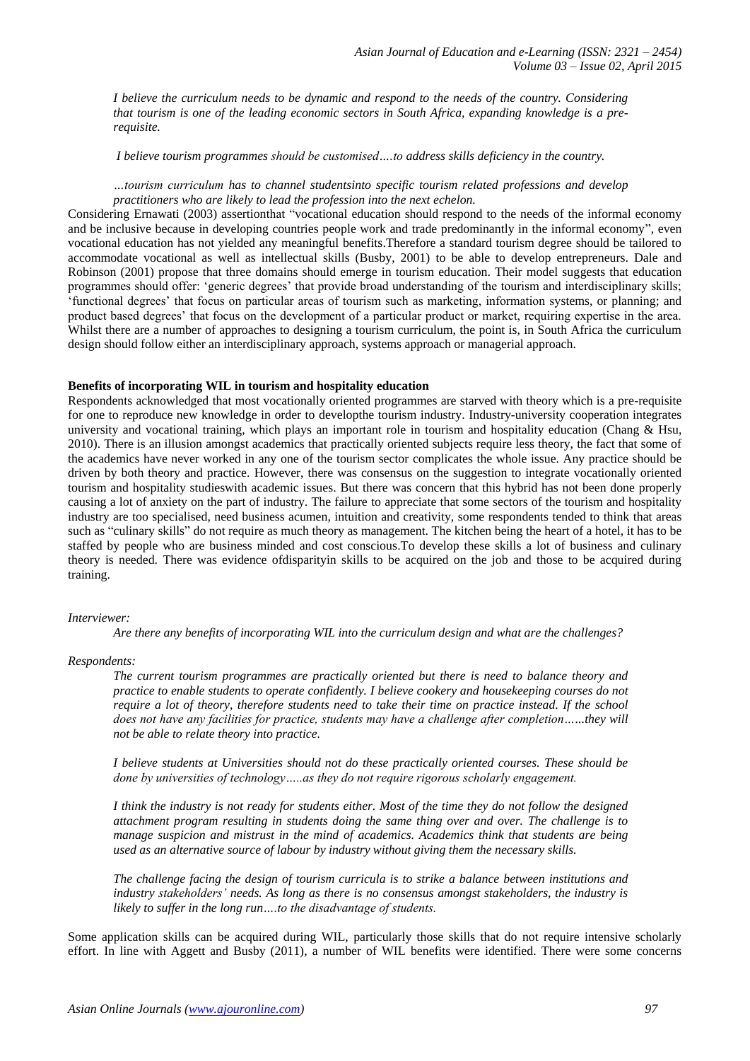*I believe the curriculum needs to be dynamic and respond to the needs of the country. Considering that tourism is one of the leading economic sectors in South Africa, expanding knowledge is a pre-requisite.*

*I believe tourism programmes should be customised….to address skills deficiency in the country.*

*…tourism curriculum has to channel studentsinto specific tourism related professions and develop practitioners who are likely to lead the profession into the next echelon.*

Considering Ernawati (2003) assertionthat "vocational education should respond to the needs of the informal economy and be inclusive because in developing countries people work and trade predominantly in the informal economy", even vocational education has not yielded any meaningful benefits.Therefore a standard tourism degree should be tailored to accommodate vocational as well as intellectual skills (Busby, 2001) to be able to develop entrepreneurs. Dale and Robinson (2001) propose that three domains should emerge in tourism education. Their model suggests that education programmes should offer: 'generic degrees' that provide broad understanding of the tourism and interdisciplinary skills; 'functional degrees' that focus on particular areas of tourism such as marketing, information systems, or planning; and product based degrees' that focus on the development of a particular product or market, requiring expertise in the area. Whilst there are a number of approaches to designing a tourism curriculum, the point is, in South Africa the curriculum design should follow either an interdisciplinary approach, systems approach or managerial approach.

**Benefits of incorporating WIL in tourism and hospitality education**

Respondents acknowledged that most vocationally oriented programmes are starved with theory which is a pre-requisite for one to reproduce new knowledge in order to developthe tourism industry. Industry-university cooperation integrates university and vocational training, which plays an important role in tourism and hospitality education (Chang & Hsu, 2010). There is an illusion amongst academics that practically oriented subjects require less theory, the fact that some of the academics have never worked in any one of the tourism sector complicates the whole issue. Any practice should be driven by both theory and practice. However, there was consensus on the suggestion to integrate vocationally oriented tourism and hospitality studieswith academic issues. But there was concern that this hybrid has not been done properly causing a lot of anxiety on the part of industry. The failure to appreciate that some sectors of the tourism and hospitality industry are too specialised, need business acumen, intuition and creativity, some respondents tended to think that areas such as "culinary skills" do not require as much theory as management. The kitchen being the heart of a hotel, it has to be staffed by people who are business minded and cost conscious.To develop these skills a lot of business and culinary theory is needed. There was evidence ofdisparityin skills to be acquired on the job and those to be acquired during training.

*Interviewer:*

*Are there any benefits of incorporating WIL into the curriculum design and what are the challenges?*

*Respondents:*

*The current tourism programmes are practically oriented but there is need to balance theory and practice to enable students to operate confidently. I believe cookery and housekeeping courses do not require a lot of theory, therefore students need to take their time on practice instead. If the school does not have any facilities for practice, students may have a challenge after completion……they will not be able to relate theory into practice.*

*I believe students at Universities should not do these practically oriented courses. These should be done by universities of technology…..as they do not require rigorous scholarly engagement.*

*I think the industry is not ready for students either. Most of the time they do not follow the designed attachment program resulting in students doing the same thing over and over. The challenge is to manage suspicion and mistrust in the mind of academics. Academics think that students are being used as an alternative source of labour by industry without giving them the necessary skills.*

*The challenge facing the design of tourism curricula is to strike a balance between institutions and industry stakeholders' needs. As long as there is no consensus amongst stakeholders, the industry is likely to suffer in the long run….to the disadvantage of students.*

Some application skills can be acquired during WIL, particularly those skills that do not require intensive scholarly effort. In line with Aggett and Busby (2011), a number of WIL benefits were identified. There were some concerns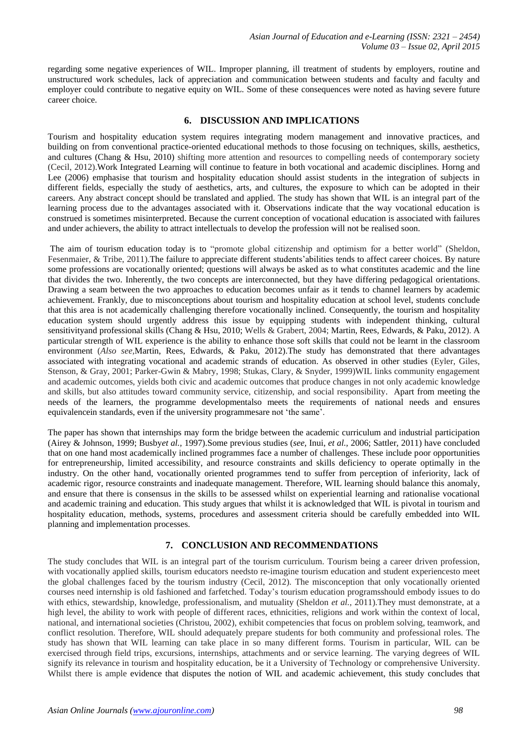regarding some negative experiences of WIL. Improper planning, ill treatment of students by employers, routine and unstructured work schedules, lack of appreciation and communication between students and faculty and faculty and employer could contribute to negative equity on WIL. Some of these consequences were noted as having severe future career choice.

## 6. DISCUSSION AND IMPLICATIONS

Tourism and hospitality education system requires integrating modern management and innovative practices, and building on from conventional practice-oriented educational methods to those focusing on techniques, skills, aesthetics, and cultures (Chang & Hsu, 2010) shifting more attention and resources to compelling needs of contemporary society (Cecil, 2012).Work Integrated Learning will continue to feature in both vocational and academic disciplines. Horng and Lee (2006) emphasise that tourism and hospitality education should assist students in the integration of subjects in different fields, especially the study of aesthetics, arts, and cultures, the exposure to which can be adopted in their careers. Any abstract concept should be translated and applied. The study has shown that WIL is an integral part of the learning process due to the advantages associated with it. Observations indicate that the way vocational education is construed is sometimes misinterpreted. Because the current conception of vocational education is associated with failures and under achievers, the ability to attract intellectuals to develop the profession will not be realised soon.

The aim of tourism education today is to "promote global citizenship and optimism for a better world" (Sheldon, Fesenmaier, & Tribe, 2011).The failure to appreciate different students'abilities tends to affect career choices. By nature some professions are vocationally oriented; questions will always be asked as to what constitutes academic and the line that divides the two. Inherently, the two concepts are interconnected, but they have differing pedagogical orientations. Drawing a seam between the two approaches to education becomes unfair as it tends to channel learners by academic achievement. Frankly, due to misconceptions about tourism and hospitality education at school level, students conclude that this area is not academically challenging therefore vocationally inclined. Consequently, the tourism and hospitality education system should urgently address this issue by equipping students with independent thinking, cultural sensitivityand professional skills (Chang & Hsu, 2010; Wells & Grabert, 2004; Martin, Rees, Edwards, & Paku, 2012). A particular strength of WIL experience is the ability to enhance those soft skills that could not be learnt in the classroom environment (*Also see*,Martin, Rees, Edwards, & Paku, 2012).The study has demonstrated that there advantages associated with integrating vocational and academic strands of education. As observed in other studies (Eyler, Giles, Stenson, & Gray, 2001; Parker-Gwin & Mabry, 1998; Stukas, Clary, & Snyder, 1999)WIL links community engagement and academic outcomes, yields both civic and academic outcomes that produce changes in not only academic knowledge and skills, but also attitudes toward community service, citizenship, and social responsibility. Apart from meeting the needs of the learners, the programme developmentalso meets the requirements of national needs and ensures equivalencein standards, even if the university programmesare not 'the same'.

The paper has shown that internships may form the bridge between the academic curriculum and industrial participation (Airey & Johnson, 1999; Busby*et al.,* 1997).Some previous studies (*see,* Inui, *et al.*, 2006; Sattler, 2011) have concluded that on one hand most academically inclined programmes face a number of challenges. These include poor opportunities for entrepreneurship, limited accessibility, and resource constraints and skills deficiency to operate optimally in the industry. On the other hand, vocationally oriented programmes tend to suffer from perception of inferiority, lack of academic rigor, resource constraints and inadequate management. Therefore, WIL learning should balance this anomaly, and ensure that there is consensus in the skills to be assessed whilst on experiential learning and rationalise vocational and academic training and education. This study argues that whilst it is acknowledged that WIL is pivotal in tourism and hospitality education, methods, systems, procedures and assessment criteria should be carefully embedded into WIL planning and implementation processes.

## 7. CONCLUSION AND RECOMMENDATIONS

The study concludes that WIL is an integral part of the tourism curriculum. Tourism being a career driven profession, with vocationally applied skills, tourism educators needsto re-imagine tourism education and student experiencesto meet the global challenges faced by the tourism industry (Cecil, 2012). The misconception that only vocationally oriented courses need internship is old fashioned and farfetched. Today's tourism education programsshould embody issues to do with ethics, stewardship, knowledge, professionalism, and mutuality (Sheldon *et al.,* 2011).They must demonstrate, at a high level, the ability to work with people of different races, ethnicities, religions and work within the context of local, national, and international societies (Christou, 2002), exhibit competencies that focus on problem solving, teamwork, and conflict resolution. Therefore, WIL should adequately prepare students for both community and professional roles. The study has shown that WIL learning can take place in so many different forms. Tourism in particular, WIL can be exercised through field trips, excursions, internships, attachments and or service learning. The varying degrees of WIL signify its relevance in tourism and hospitality education, be it a University of Technology or comprehensive University. Whilst there is ample evidence that disputes the notion of WIL and academic achievement, this study concludes that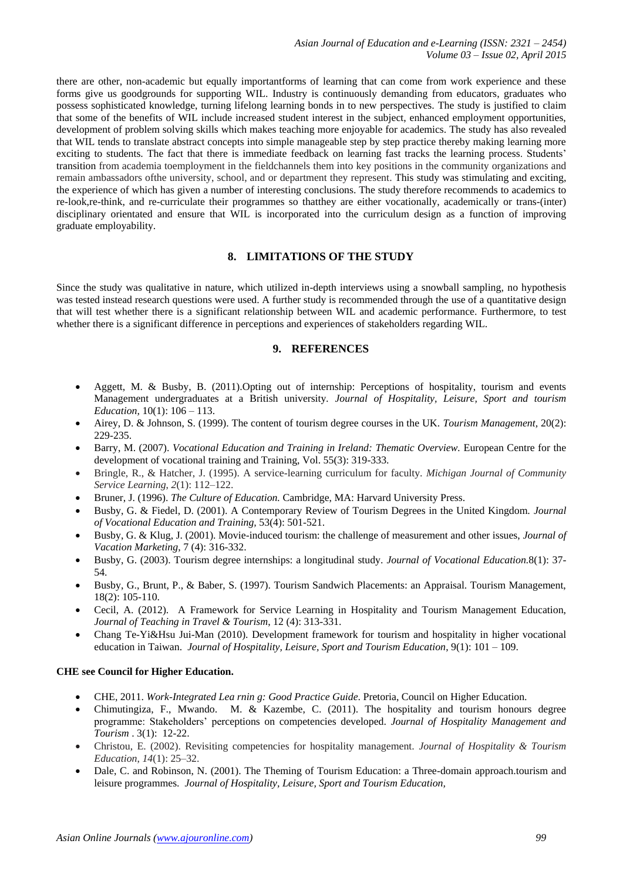there are other, non-academic but equally importantforms of learning that can come from work experience and these forms give us goodgrounds for supporting WIL. Industry is continuously demanding from educators, graduates who possess sophisticated knowledge, turning lifelong learning bonds in to new perspectives. The study is justified to claim that some of the benefits of WIL include increased student interest in the subject, enhanced employment opportunities, development of problem solving skills which makes teaching more enjoyable for academics. The study has also revealed that WIL tends to translate abstract concepts into simple manageable step by step practice thereby making learning more exciting to students. The fact that there is immediate feedback on learning fast tracks the learning process. Students' transition from academia toemployment in the fieldchannels them into key positions in the community organizations and remain ambassadors ofthe university, school, and or department they represent. This study was stimulating and exciting, the experience of which has given a number of interesting conclusions. The study therefore recommends to academics to re-look,re-think, and re-curriculate their programmes so thatthey are either vocationally, academically or trans-(inter) disciplinary orientated and ensure that WIL is incorporated into the curriculum design as a function of improving graduate employability.

## 8. LIMITATIONS OF THE STUDY

Since the study was qualitative in nature, which utilized in-depth interviews using a snowball sampling, no hypothesis was tested instead research questions were used. A further study is recommended through the use of a quantitative design that will test whether there is a significant relationship between WIL and academic performance. Furthermore, to test whether there is a significant difference in perceptions and experiences of stakeholders regarding WIL.

## 9. REFERENCES

- Aggett, M. & Busby, B. (2011).Opting out of internship: Perceptions of hospitality, tourism and events Management undergraduates at a British university. *Journal of Hospitality, Leisure, Sport and tourism Education,* 10(1): 106 – 113.
- Airey, D. & Johnson, S. (1999). The content of tourism degree courses in the UK. *Tourism Management,* 20(2): 229-235.
- Barry, M. (2007). *Vocational Education and Training in Ireland: Thematic Overview.* European Centre for the development of vocational training and Training, Vol. 55(3): 319-333.
- Bringle, R., & Hatcher, J. (1995). A service-learning curriculum for faculty. *Michigan Journal of Community Service Learning*, *2*(1): 112–122.
- Bruner, J. (1996). *The Culture of Education.* Cambridge, MA: Harvard University Press.
- Busby, G. & Fiedel, D. (2001). A Contemporary Review of Tourism Degrees in the United Kingdom. *Journal of Vocational Education and Training,* 53(4): 501-521.
- Busby, G. & Klug, J. (2001). Movie-induced tourism: the challenge of measurement and other issues, *Journal of Vacation Marketing*, 7 (4): 316-332.
- Busby, G. (2003). Tourism degree internships: a longitudinal study. *Journal of Vocational Education.*8(1): 37-54.
- Busby, G., Brunt, P., & Baber, S. (1997). Tourism Sandwich Placements: an Appraisal. Tourism Management, 18(2): 105-110.
- Cecil, A. (2012). A Framework for Service Learning in Hospitality and Tourism Management Education, *Journal of Teaching in Travel & Tourism*, 12 (4): 313-331.
- Chang Te-Yi&Hsu Jui-Man (2010). Development framework for tourism and hospitality in higher vocational education in Taiwan. *Journal of Hospitality, Leisure, Sport and Tourism Education*, 9(1): 101 – 109.

**CHE see Council for Higher Education.**

- CHE, 2011. *Work-Integrated Lea rnin g: Good Practice Guide*. Pretoria, Council on Higher Education.
- Chimutingiza, F., Mwando. M. & Kazembe, C. (2011). The hospitality and tourism honours degree programme: Stakeholders' perceptions on competencies developed. *Journal of Hospitality Management and Tourism* . 3(1): 12-22.
- Christou, E. (2002). Revisiting competencies for hospitality management. *Journal of Hospitality & Tourism Education*, *14*(1): 25–32.
- Dale, C. and Robinson, N. (2001). The Theming of Tourism Education: a Three-domain approach.tourism and leisure programmes. *Journal of Hospitality, Leisure, Sport and Tourism Education,*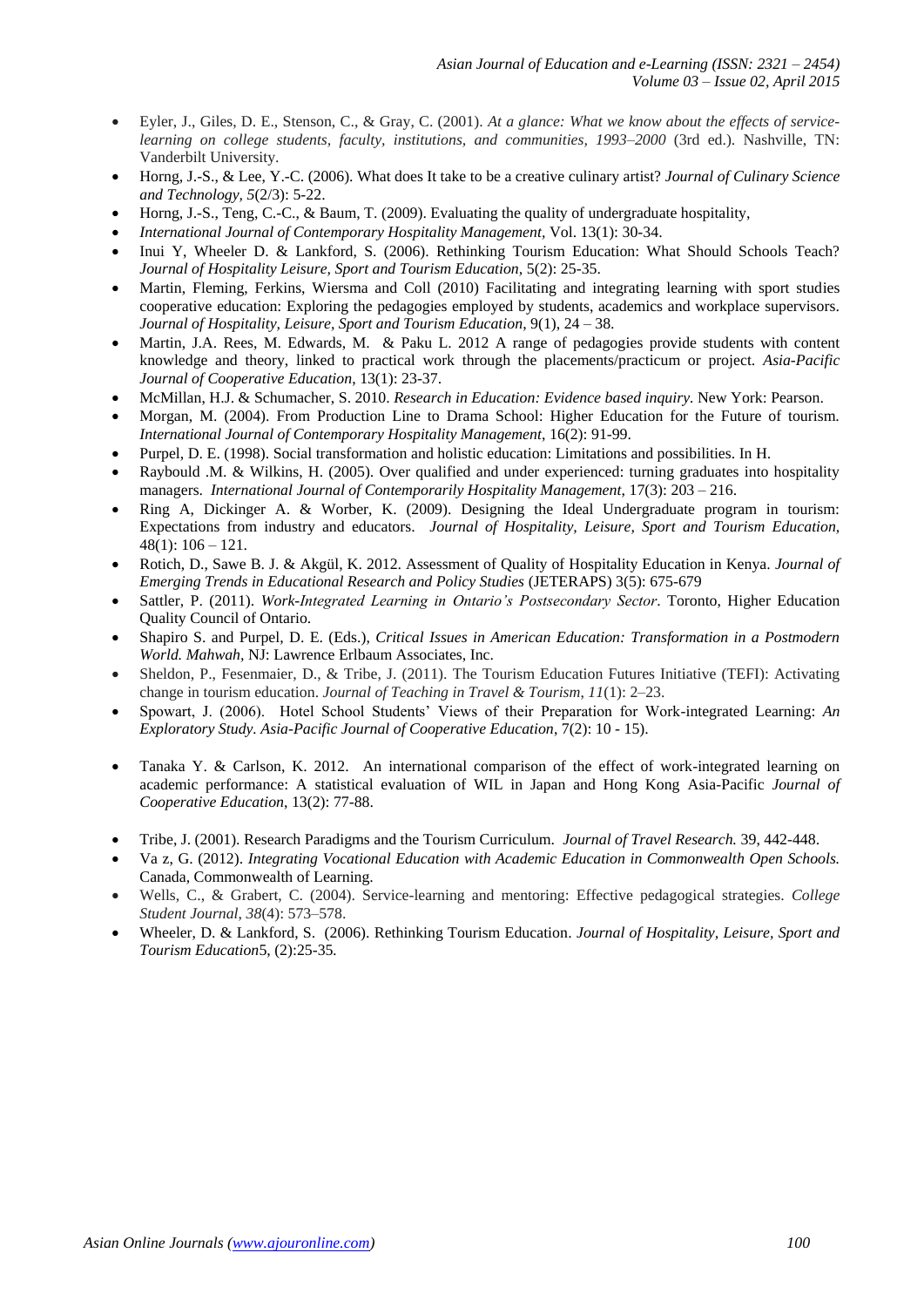- Eyler, J., Giles, D. E., Stenson, C., & Gray, C. (2001). *At a glance: What we know about the effects of service-learning on college students, faculty, institutions, and communities, 1993–2000* (3rd ed.). Nashville, TN: Vanderbilt University.
- Horng, J.-S., & Lee, Y.-C. (2006). What does It take to be a creative culinary artist? *Journal of Culinary Science and Technology, 5*(2/3): 5-22.
- Horng, J.-S., Teng, C.-C., & Baum, T. (2009). Evaluating the quality of undergraduate hospitality,
- *International Journal of Contemporary Hospitality Management*, Vol. 13(1): 30-34.
- Inui Y, Wheeler D. & Lankford, S. (2006). Rethinking Tourism Education: What Should Schools Teach? *Journal of Hospitality Leisure, Sport and Tourism Education*, 5(2): 25-35.
- Martin, Fleming, Ferkins, Wiersma and Coll (2010) Facilitating and integrating learning with sport studies cooperative education: Exploring the pedagogies employed by students, academics and workplace supervisors. *Journal of Hospitality, Leisure, Sport and Tourism Education*, 9(1), 24 – 38.
- Martin, J.A. Rees, M. Edwards, M. & Paku L. 2012 A range of pedagogies provide students with content knowledge and theory, linked to practical work through the placements/practicum or project. *Asia-Pacific Journal of Cooperative Education*, 13(1): 23-37.
- McMillan, H.J. & Schumacher, S. 2010. *Research in Education: Evidence based inquiry*. New York: Pearson.
- Morgan, M. (2004). From Production Line to Drama School: Higher Education for the Future of tourism. *International Journal of Contemporary Hospitality Management*, 16(2): 91-99.
- Purpel, D. E. (1998). Social transformation and holistic education: Limitations and possibilities. In H.
- Raybould .M. & Wilkins, H. (2005). Over qualified and under experienced: turning graduates into hospitality managers. *International Journal of Contemporarily Hospitality Management*, 17(3): 203 – 216.
- Ring A, Dickinger A. & Worber, K. (2009). Designing the Ideal Undergraduate program in tourism: Expectations from industry and educators. *Journal of Hospitality, Leisure, Sport and Tourism Education*, 48(1): 106 – 121.
- Rotich, D., Sawe B. J. & Akgül, K. 2012. Assessment of Quality of Hospitality Education in Kenya. *Journal of Emerging Trends in Educational Research and Policy Studies* (JETERAPS) 3(5): 675-679
- Sattler, P. (2011). *Work-Integrated Learning in Ontario's Postsecondary Sector*. Toronto, Higher Education Quality Council of Ontario.
- Shapiro S. and Purpel, D. E. (Eds.), *Critical Issues in American Education: Transformation in a Postmodern World. Mahwah*, NJ: Lawrence Erlbaum Associates, Inc.
- Sheldon, P., Fesenmaier, D., & Tribe, J. (2011). The Tourism Education Futures Initiative (TEFI): Activating change in tourism education. *Journal of Teaching in Travel & Tourism*, *11*(1): 2–23.
- Spowart, J. (2006). Hotel School Students' Views of their Preparation for Work-integrated Learning: *An Exploratory Study. Asia-Pacific Journal of Cooperative Education*, 7(2): 10 - 15).
- Tanaka Y. & Carlson, K. 2012. An international comparison of the effect of work-integrated learning on academic performance: A statistical evaluation of WIL in Japan and Hong Kong Asia-Pacific *Journal of Cooperative Education*, 13(2): 77-88.
- Tribe, J. (2001). Research Paradigms and the Tourism Curriculum. *Journal of Travel Research.* 39, 442-448.
- Va z, G. (2012). *Integrating Vocational Education with Academic Education in Commonwealth Open Schools.* Canada, Commonwealth of Learning.
- Wells, C., & Grabert, C. (2004). Service-learning and mentoring: Effective pedagogical strategies. *College Student Journal*, *38*(4): 573–578.
- Wheeler, D. & Lankford, S. (2006). Rethinking Tourism Education. *Journal of Hospitality, Leisure, Sport and Tourism Education*5, (2):25-35.